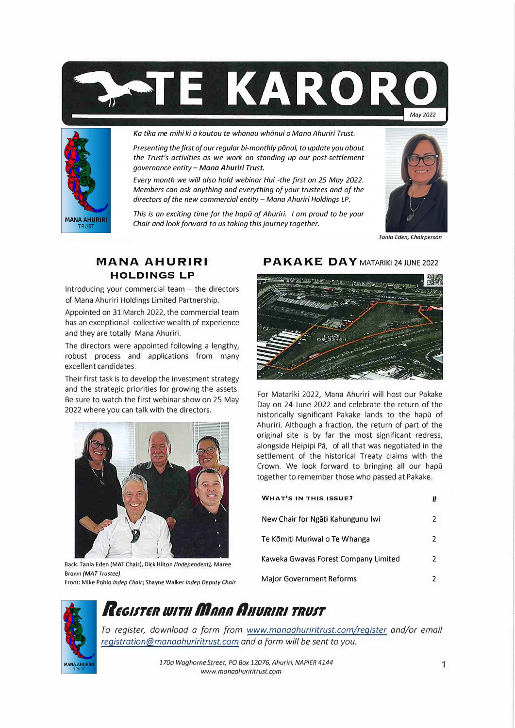# TE KARORO

*May 2022*

*Ka tika me mihi ki a koutou te whanau whānui o Mana Ahuriri Trust.*

*Presenting the first of our regular bi-monthly pānui, to update you about the Trust's activities as we work on standing up our post-settlement governance entity – **Mana Ahuriri Trust.***

*Every month we will also hold webinar Hui -the first on 25 May 2022. Members can ask anything and everything of your trustees and of the directors of the new commercial entity – Mana Ahuriri Holdings LP.*

*This is an exciting time for the hapū of Ahuriri. I am proud to be your Chair and look forward to us taking this journey together.*

*Tania Eden, Chairperson*

## MANA AHURIRI HOLDINGS LP

Introducing your commercial team – the directors of Mana Ahuriri Holdings Limited Partnership.

Appointed on 31 March 2022, the commercial team has an exceptional collective wealth of experience and they are totally Mana Ahuriri.

The directors were appointed following a lengthy, robust process and applications from many excellent candidates.

Their first task is to develop the investment strategy and the strategic priorities for growing the assets. Be sure to watch the first webinar show on 25 May 2022 where you can talk with the directors.

Back: Tania Eden (MAT Chair), Dick Hilton *(Independent)*, Maree Brown *(MAT Trustee)*
Front: Mike Pohio *Indep Chair*; Shayne Walker *Indep Deputy Chair*

## PAKAKE DAY MATARIKI 24 JUNE 2022

For Matariki 2022, Mana Ahuriri will host our Pakake Day on 24 June 2022 and celebrate the return of the historically significant Pakake lands to the hapū of Ahuriri. Although a fraction, the return of part of the original site is by far the most significant redress, alongside Heipipi Pā, of all that was negotiated in the settlement of the historical Treaty claims with the Crown. We look forward to bringing all our hapū together to remember those who passed at Pakake.

| WHAT'S IN THIS ISSUE? | # |
|---|---|
| New Chair for Ngāti Kahungunu Iwi | 2 |
| Te Kōmiti Muriwai o Te Whanga | 2 |
| Kaweka Gwavas Forest Company Limited | 2 |
| Major Government Reforms | 2 |

## *REGISTER WITH MANA AHURIRI TRUST*

*To register, download a form from www.manaahuriritrust.com/register and/or email registration@manaahuriritrust.com and a form will be sent to you.*

*170a Waghorne Street, PO Box 12076, Ahuriri, NAPIER 4144*
*www.manaahuriritrust.com*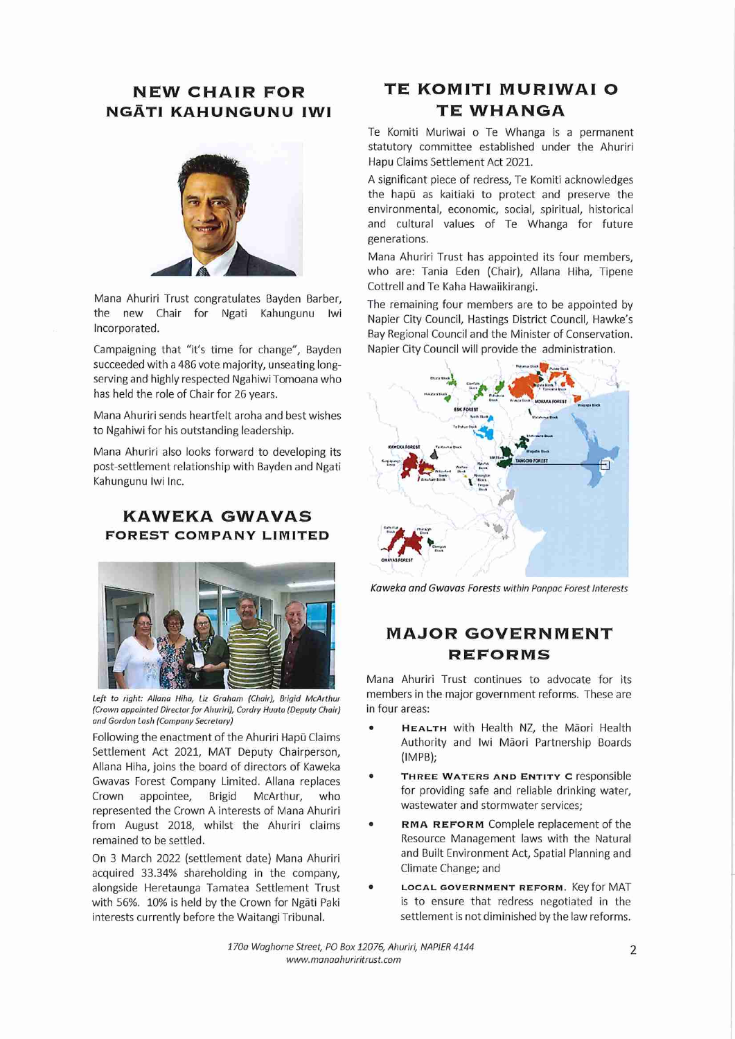## NEW CHAIR FOR NGĀTI KAHUNGUNU IWI

Mana Ahuriri Trust congratulates Bayden Barber, the new Chair for Ngati Kahungunu Iwi Incorporated.

Campaigning that "it's time for change", Bayden succeeded with a 486 vote majority, unseating long-serving and highly respected Ngahiwi Tomoana who has held the role of Chair for 26 years.

Mana Ahuriri sends heartfelt aroha and best wishes to Ngahiwi for his outstanding leadership.

Mana Ahuriri also looks forward to developing its post-settlement relationship with Bayden and Ngati Kahungunu Iwi Inc.

## KAWEKA GWAVAS FOREST COMPANY LIMITED

*Left to right: Allana Hiha, Liz Graham (Chair), Brigid McArthur (Crown appointed Director for Ahuriri), Cordry Huata (Deputy Chair) and Gordon Lash (Company Secretary)*

Following the enactment of the Ahuriri Hapū Claims Settlement Act 2021, MAT Deputy Chairperson, Allana Hiha, joins the board of directors of Kaweka Gwavas Forest Company Limited. Allana replaces Crown appointee, Brigid McArthur, who represented the Crown A interests of Mana Ahuriri from August 2018, whilst the Ahuriri claims remained to be settled.

On 3 March 2022 (settlement date) Mana Ahuriri acquired 33.34% shareholding in the company, alongside Heretaunga Tamatea Settlement Trust with 56%. 10% is held by the Crown for Ngāti Paki interests currently before the Waitangi Tribunal.

## TE KOMITI MURIWAI O TE WHANGA

Te Komiti Muriwai o Te Whanga is a permanent statutory committee established under the Ahuriri Hapu Claims Settlement Act 2021.

A significant piece of redress, Te Komiti acknowledges the hapū as kaitiaki to protect and preserve the environmental, economic, social, spiritual, historical and cultural values of Te Whanga for future generations.

Mana Ahuriri Trust has appointed its four members, who are: Tania Eden (Chair), Allana Hiha, Tipene Cottrell and Te Kaha Hawaiikirangi.

The remaining four members are to be appointed by Napier City Council, Hastings District Council, Hawke's Bay Regional Council and the Minister of Conservation. Napier City Council will provide the administration.

*Kaweka and Gwavas Forests within Panpac Forest Interests*

## MAJOR GOVERNMENT REFORMS

Mana Ahuriri Trust continues to advocate for its members in the major government reforms. These are in four areas:

- **HEALTH** with Health NZ, the Māori Health Authority and Iwi Māori Partnership Boards (IMPB);
- **THREE WATERS AND ENTITY C** responsible for providing safe and reliable drinking water, wastewater and stormwater services;
- **RMA REFORM** Complele replacement of the Resource Management laws with the Natural and Built Environment Act, Spatial Planning and Climate Change; and
- **LOCAL GOVERNMENT REFORM**. Key for MAT is to ensure that redress negotiated in the settlement is not diminished by the law reforms.

170a Waghorne Street, PO Box 12076, Ahuriri, NAPIER 4144
www.manaahuriritrust.com